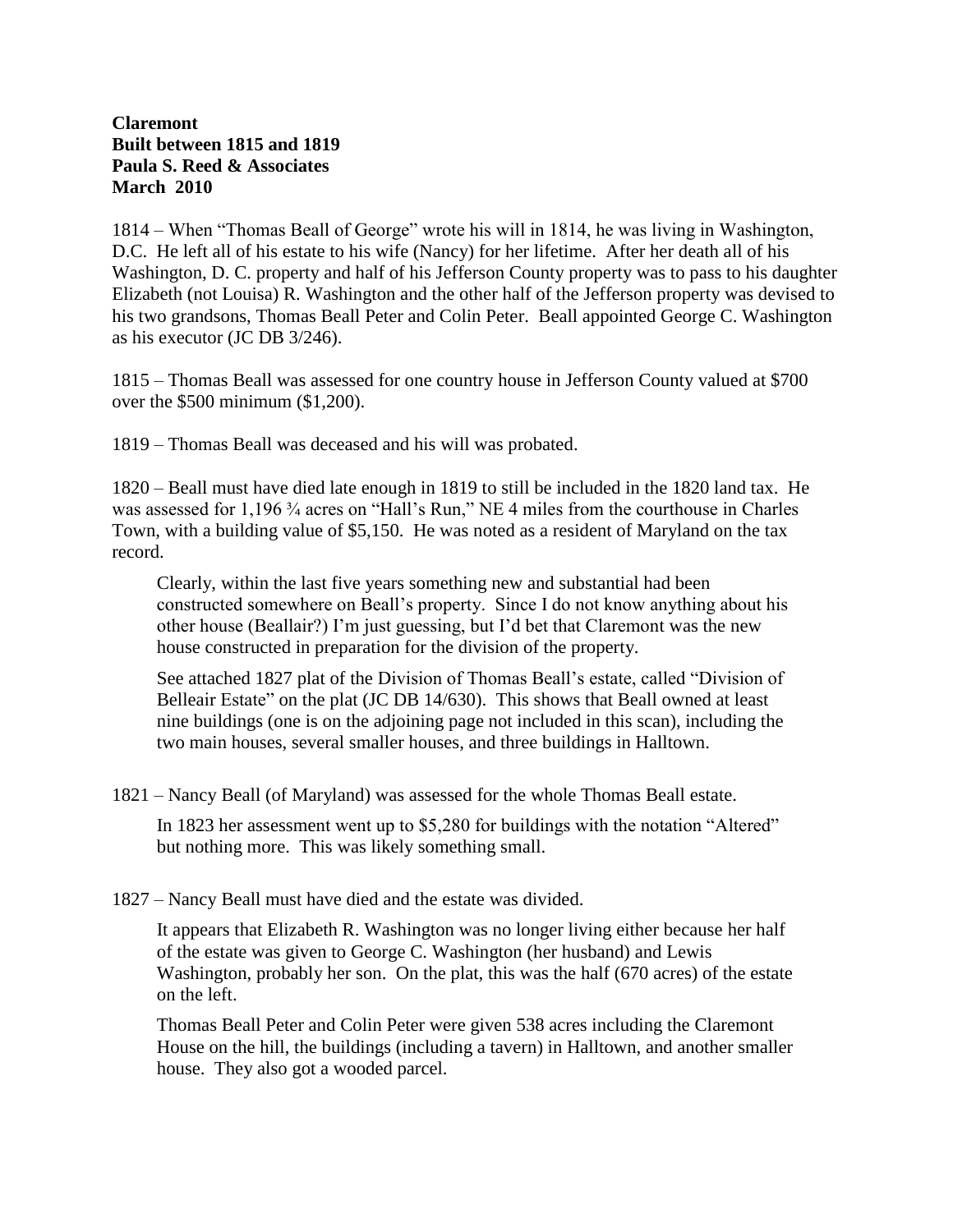**Claremont**
**Built between 1815 and 1819**
**Paula S. Reed & Associates**
**March 2010**

1814 – When "Thomas Beall of George" wrote his will in 1814, he was living in Washington, D.C. He left all of his estate to his wife (Nancy) for her lifetime. After her death all of his Washington, D. C. property and half of his Jefferson County property was to pass to his daughter Elizabeth (not Louisa) R. Washington and the other half of the Jefferson property was devised to his two grandsons, Thomas Beall Peter and Colin Peter. Beall appointed George C. Washington as his executor (JC DB 3/246).

1815 – Thomas Beall was assessed for one country house in Jefferson County valued at $700 over the $500 minimum ($1,200).

1819 – Thomas Beall was deceased and his will was probated.

1820 – Beall must have died late enough in 1819 to still be included in the 1820 land tax. He was assessed for 1,196 ¾ acres on "Hall's Run," NE 4 miles from the courthouse in Charles Town, with a building value of $5,150. He was noted as a resident of Maryland on the tax record.

> Clearly, within the last five years something new and substantial had been constructed somewhere on Beall's property. Since I do not know anything about his other house (Beallair?) I'm just guessing, but I'd bet that Claremont was the new house constructed in preparation for the division of the property.
>
> See attached 1827 plat of the Division of Thomas Beall's estate, called "Division of Belleair Estate" on the plat (JC DB 14/630). This shows that Beall owned at least nine buildings (one is on the adjoining page not included in this scan), including the two main houses, several smaller houses, and three buildings in Halltown.

1821 – Nancy Beall (of Maryland) was assessed for the whole Thomas Beall estate.

> In 1823 her assessment went up to $5,280 for buildings with the notation "Altered" but nothing more. This was likely something small.

1827 – Nancy Beall must have died and the estate was divided.

> It appears that Elizabeth R. Washington was no longer living either because her half of the estate was given to George C. Washington (her husband) and Lewis Washington, probably her son. On the plat, this was the half (670 acres) of the estate on the left.
>
> Thomas Beall Peter and Colin Peter were given 538 acres including the Claremont House on the hill, the buildings (including a tavern) in Halltown, and another smaller house. They also got a wooded parcel.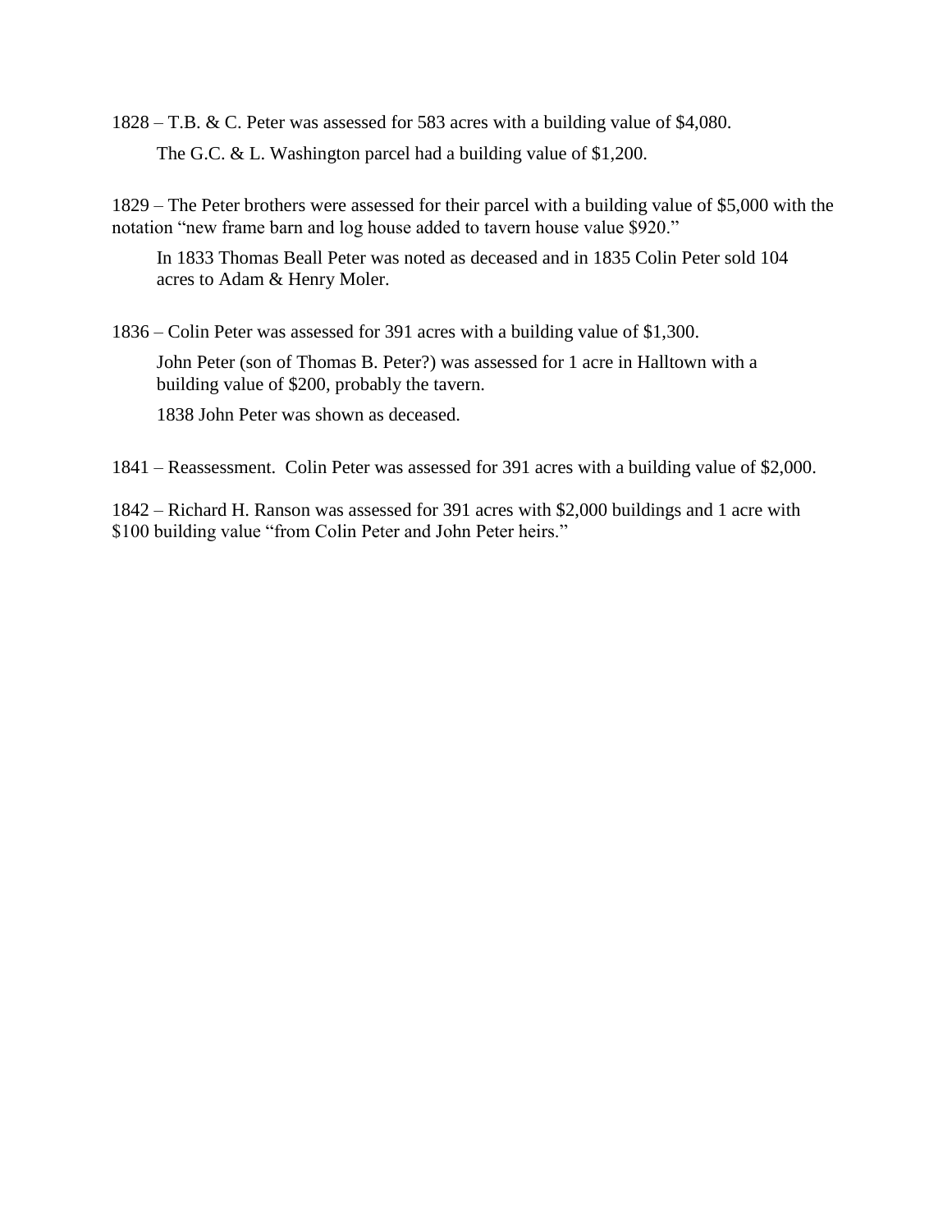1828 – T.B. & C. Peter was assessed for 583 acres with a building value of $4,080.

The G.C. & L. Washington parcel had a building value of $1,200.

1829 – The Peter brothers were assessed for their parcel with a building value of $5,000 with the notation "new frame barn and log house added to tavern house value $920."

In 1833 Thomas Beall Peter was noted as deceased and in 1835 Colin Peter sold 104 acres to Adam & Henry Moler.

1836 – Colin Peter was assessed for 391 acres with a building value of $1,300.

John Peter (son of Thomas B. Peter?) was assessed for 1 acre in Halltown with a building value of $200, probably the tavern.

1838 John Peter was shown as deceased.

1841 – Reassessment. Colin Peter was assessed for 391 acres with a building value of $2,000.

1842 – Richard H. Ranson was assessed for 391 acres with $2,000 buildings and 1 acre with $100 building value "from Colin Peter and John Peter heirs."